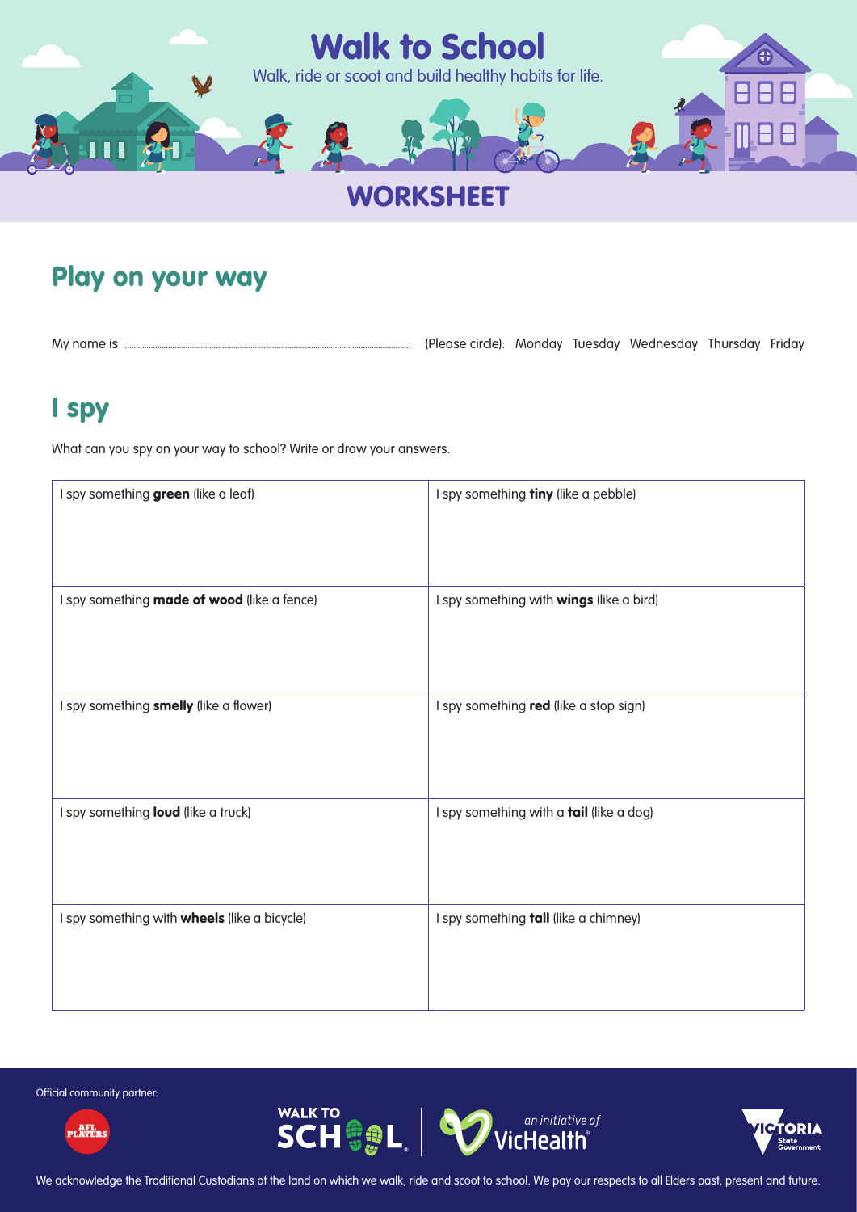# Walk to School

Walk, ride or scoot and build healthy habits for life.

## WORKSHEET

## Play on your way

My name is .................................................................... (Please circle): Monday Tuesday Wednesday Thursday Friday

## I spy

What can you spy on your way to school? Write or draw your answers.

| | |
|---|---|
| I spy something **green** (like a leaf) | I spy something **tiny** (like a pebble) |
| I spy something **made of wood** (like a fence) | I spy something with **wings** (like a bird) |
| I spy something **smelly** (like a flower) | I spy something **red** (like a stop sign) |
| I spy something **loud** (like a truck) | I spy something with a **tail** (like a dog) |
| I spy something with **wheels** (like a bicycle) | I spy something **tall** (like a chimney) |

Official community partner:

AFL PLAYERS

WALK TO SCHOOL

an initiative of VicHealth

VICTORIA State Government

We acknowledge the Traditional Custodians of the land on which we walk, ride and scoot to school. We pay our respects to all Elders past, present and future.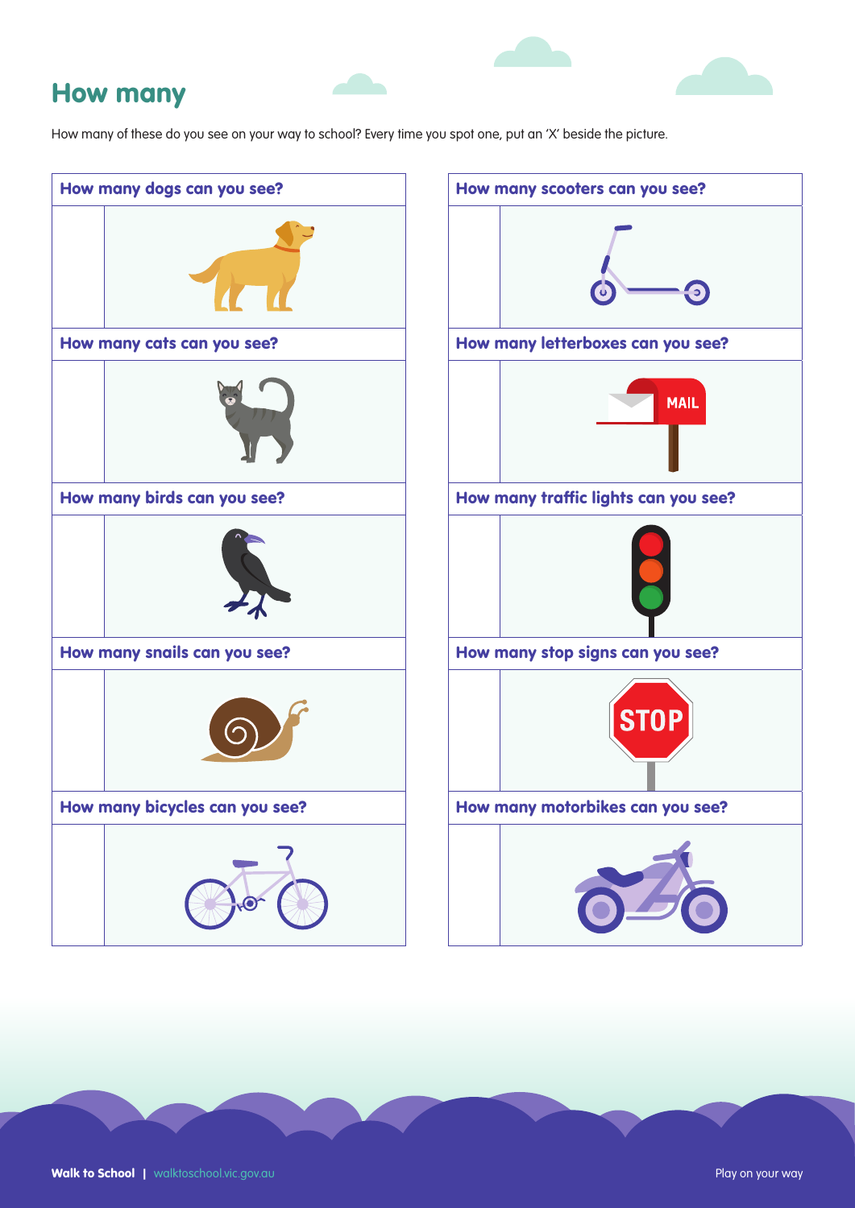## How many

How many of these do you see on your way to school? Every time you spot one, put an 'X' beside the picture.

**How many dogs can you see?**

**How many cats can you see?**

**How many birds can you see?**

**How many snails can you see?**

**How many bicycles can you see?**

**How many scooters can you see?**

**How many letterboxes can you see?**

MAIL

**How many traffic lights can you see?**

**How many stop signs can you see?**

STOP

**How many motorbikes can you see?**

**Walk to School** | walktoschool.vic.gov.au

Play on your way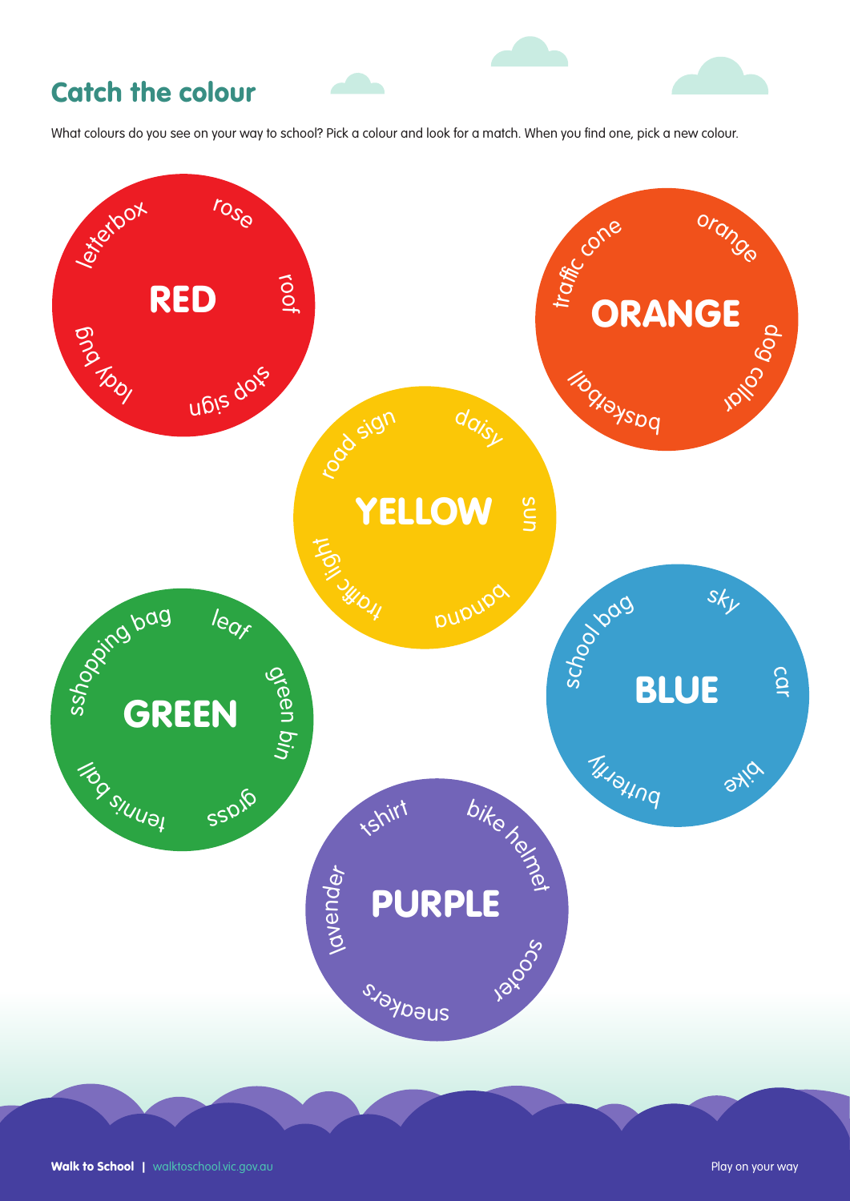# Catch the colour

What colours do you see on your way to school? Pick a colour and look for a match. When you find one, pick a new colour.

## RED

- letterbox
- rose
- roof
- stop sign
- lady bug

## ORANGE

- traffic cone
- orange
- dog collar
- basketball

## YELLOW

- road sign
- daisy
- sun
- banana
- traffic light

## GREEN

- sshopping bag
- leaf
- green bin
- grass
- tennis ball

## BLUE

- school bag
- sky
- car
- bike
- butterfly

## PURPLE

- tshirt
- bike helmet
- scooter
- sneakers
- lavender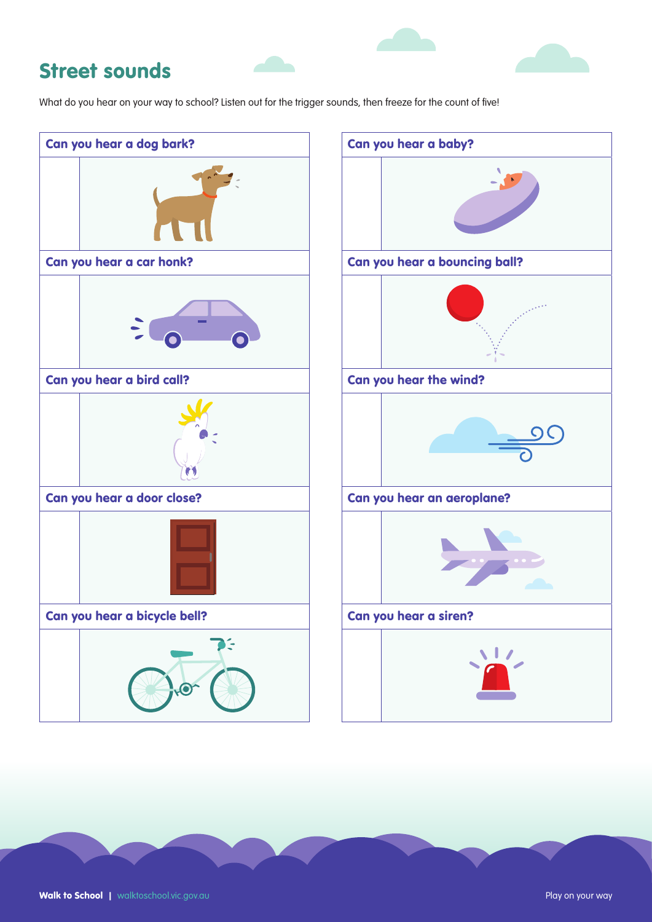## Street sounds

What do you hear on your way to school? Listen out for the trigger sounds, then freeze for the count of five!

| | |
|---|---|
| Can you hear a dog bark? | |
| | |
| Can you hear a car honk? | |
| | |
| Can you hear a bird call? | |
| | |
| Can you hear a door close? | |
| | |
| Can you hear a bicycle bell? | |
| | |

| | |
|---|---|
| Can you hear a baby? | |
| | |
| Can you hear a bouncing ball? | |
| | |
| Can you hear the wind? | |
| | |
| Can you hear an aeroplane? | |
| | |
| Can you hear a siren? | |
| | |